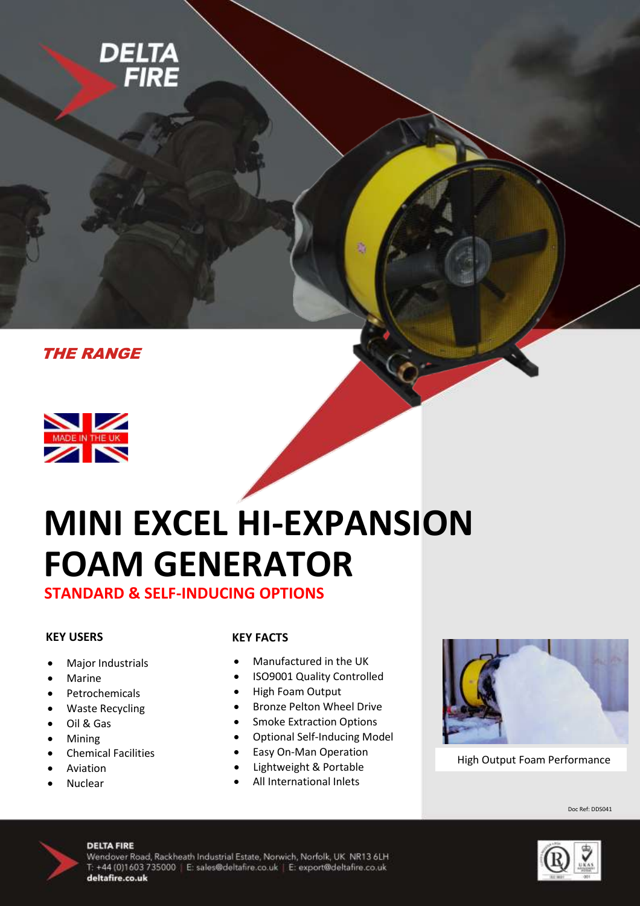DELTA FIRE

*THE RANGE*

MADE IN THE UK

# MINI EXCEL HI-EXPANSION FOAM GENERATOR

## STANDARD & SELF-INDUCING OPTIONS

### KEY USERS

- Major Industrials
- Marine
- Petrochemicals
- Waste Recycling
- Oil & Gas
- Mining
- Chemical Facilities
- Aviation
- Nuclear

### KEY FACTS

- Manufactured in the UK
- ISO9001 Quality Controlled
- High Foam Output
- Bronze Pelton Wheel Drive
- Smoke Extraction Options
- Optional Self-Inducing Model
- Easy On-Man Operation
- Lightweight & Portable
- All International Inlets

High Output Foam Performance

Doc Ref: DDS041

**DELTA FIRE**
Wendover Road, Rackheath Industrial Estate, Norwich, Norfolk, UK NR13 6LH
T: +44 (0)1603 735000 | E: sales@deltafire.co.uk | E: export@deltafire.co.uk
**deltafire.co.uk**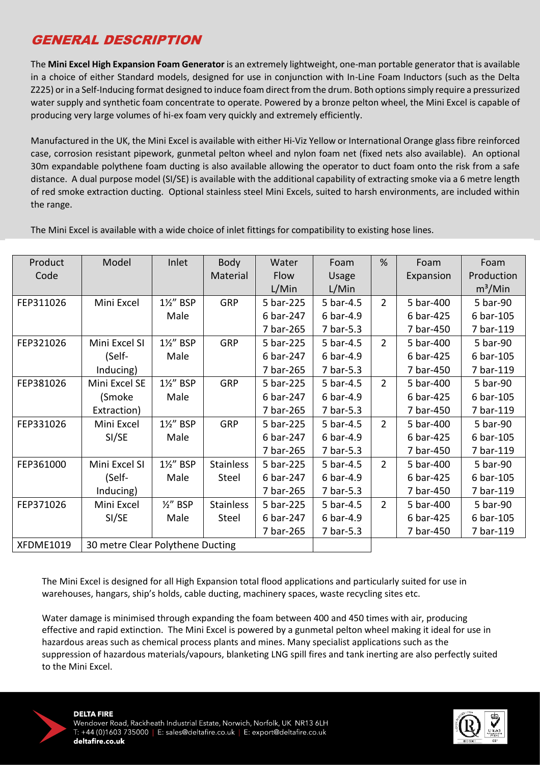## GENERAL DESCRIPTION

The **Mini Excel High Expansion Foam Generator** is an extremely lightweight, one-man portable generator that is available in a choice of either Standard models, designed for use in conjunction with In-Line Foam Inductors (such as the Delta Z225) or in a Self-Inducing format designed to induce foam direct from the drum. Both options simply require a pressurized water supply and synthetic foam concentrate to operate. Powered by a bronze pelton wheel, the Mini Excel is capable of producing very large volumes of hi-ex foam very quickly and extremely efficiently.

Manufactured in the UK, the Mini Excel is available with either Hi-Viz Yellow or International Orange glass fibre reinforced case, corrosion resistant pipework, gunmetal pelton wheel and nylon foam net (fixed nets also available). An optional 30m expandable polythene foam ducting is also available allowing the operator to duct foam onto the risk from a safe distance. A dual purpose model (SI/SE) is available with the additional capability of extracting smoke via a 6 metre length of red smoke extraction ducting. Optional stainless steel Mini Excels, suited to harsh environments, are included within the range.

The Mini Excel is available with a wide choice of inlet fittings for compatibility to existing hose lines.

| Product Code | Model | Inlet | Body Material | Water Flow L/Min | Foam Usage L/Min | % | Foam Expansion | Foam Production $m^3$/Min |
|---|---|---|---|---|---|---|---|---|
| FEP311026 | Mini Excel | 1½" BSP Male | GRP | 5 bar-225<br>6 bar-247<br>7 bar-265 | 5 bar-4.5<br>6 bar-4.9<br>7 bar-5.3 | 2 | 5 bar-400<br>6 bar-425<br>7 bar-450 | 5 bar-90<br>6 bar-105<br>7 bar-119 |
| FEP321026 | Mini Excel SI (Self-Inducing) | 1½" BSP Male | GRP | 5 bar-225<br>6 bar-247<br>7 bar-265 | 5 bar-4.5<br>6 bar-4.9<br>7 bar-5.3 | 2 | 5 bar-400<br>6 bar-425<br>7 bar-450 | 5 bar-90<br>6 bar-105<br>7 bar-119 |
| FEP381026 | Mini Excel SE (Smoke Extraction) | 1½" BSP Male | GRP | 5 bar-225<br>6 bar-247<br>7 bar-265 | 5 bar-4.5<br>6 bar-4.9<br>7 bar-5.3 | 2 | 5 bar-400<br>6 bar-425<br>7 bar-450 | 5 bar-90<br>6 bar-105<br>7 bar-119 |
| FEP331026 | Mini Excel SI/SE | 1½" BSP Male | GRP | 5 bar-225<br>6 bar-247<br>7 bar-265 | 5 bar-4.5<br>6 bar-4.9<br>7 bar-5.3 | 2 | 5 bar-400<br>6 bar-425<br>7 bar-450 | 5 bar-90<br>6 bar-105<br>7 bar-119 |
| FEP361000 | Mini Excel SI (Self-Inducing) | 1½" BSP Male | Stainless Steel | 5 bar-225<br>6 bar-247<br>7 bar-265 | 5 bar-4.5<br>6 bar-4.9<br>7 bar-5.3 | 2 | 5 bar-400<br>6 bar-425<br>7 bar-450 | 5 bar-90<br>6 bar-105<br>7 bar-119 |
| FEP371026 | Mini Excel SI/SE | ½" BSP Male | Stainless Steel | 5 bar-225<br>6 bar-247<br>7 bar-265 | 5 bar-4.5<br>6 bar-4.9<br>7 bar-5.3 | 2 | 5 bar-400<br>6 bar-425<br>7 bar-450 | 5 bar-90<br>6 bar-105<br>7 bar-119 |
| XFDME1019 | 30 metre Clear Polythene Ducting | | | | | | | |

The Mini Excel is designed for all High Expansion total flood applications and particularly suited for use in warehouses, hangars, ship's holds, cable ducting, machinery spaces, waste recycling sites etc.

Water damage is minimised through expanding the foam between 400 and 450 times with air, producing effective and rapid extinction. The Mini Excel is powered by a gunmetal pelton wheel making it ideal for use in hazardous areas such as chemical process plants and mines. Many specialist applications such as the suppression of hazardous materials/vapours, blanketing LNG spill fires and tank inerting are also perfectly suited to the Mini Excel.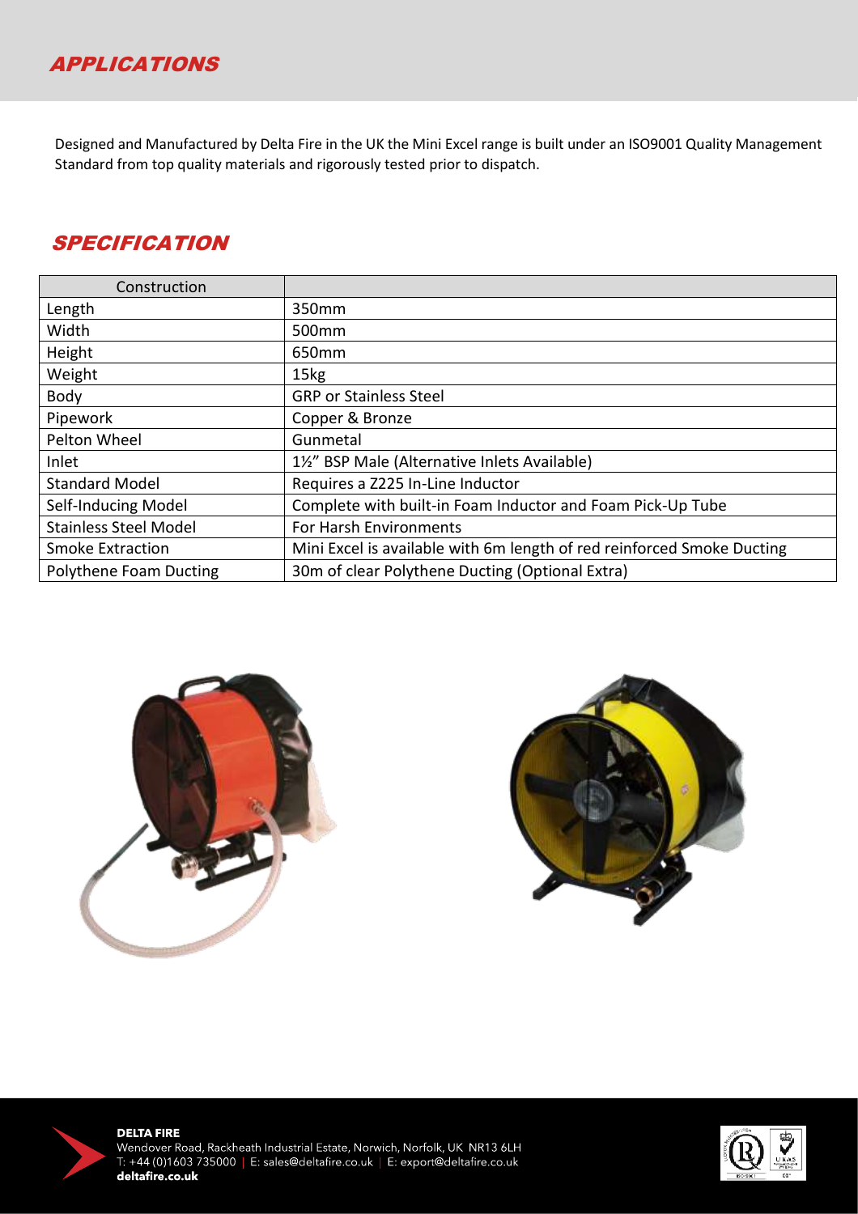## APPLICATIONS

Designed and Manufactured by Delta Fire in the UK the Mini Excel range is built under an ISO9001 Quality Management Standard from top quality materials and rigorously tested prior to dispatch.

## SPECIFICATION

| Construction | |
|---|---|
| Length | 350mm |
| Width | 500mm |
| Height | 650mm |
| Weight | 15kg |
| Body | GRP or Stainless Steel |
| Pipework | Copper & Bronze |
| Pelton Wheel | Gunmetal |
| Inlet | 1½" BSP Male (Alternative Inlets Available) |
| Standard Model | Requires a Z225 In-Line Inductor |
| Self-Inducing Model | Complete with built-in Foam Inductor and Foam Pick-Up Tube |
| Stainless Steel Model | For Harsh Environments |
| Smoke Extraction | Mini Excel is available with 6m length of red reinforced Smoke Ducting |
| Polythene Foam Ducting | 30m of clear Polythene Ducting (Optional Extra) |

**DELTA FIRE**
Wendover Road, Rackheath Industrial Estate, Norwich, Norfolk, UK NR13 6LH
T: +44 (0)1603 735000 | E: sales@deltafire.co.uk | E: export@deltafire.co.uk
**deltafire.co.uk**